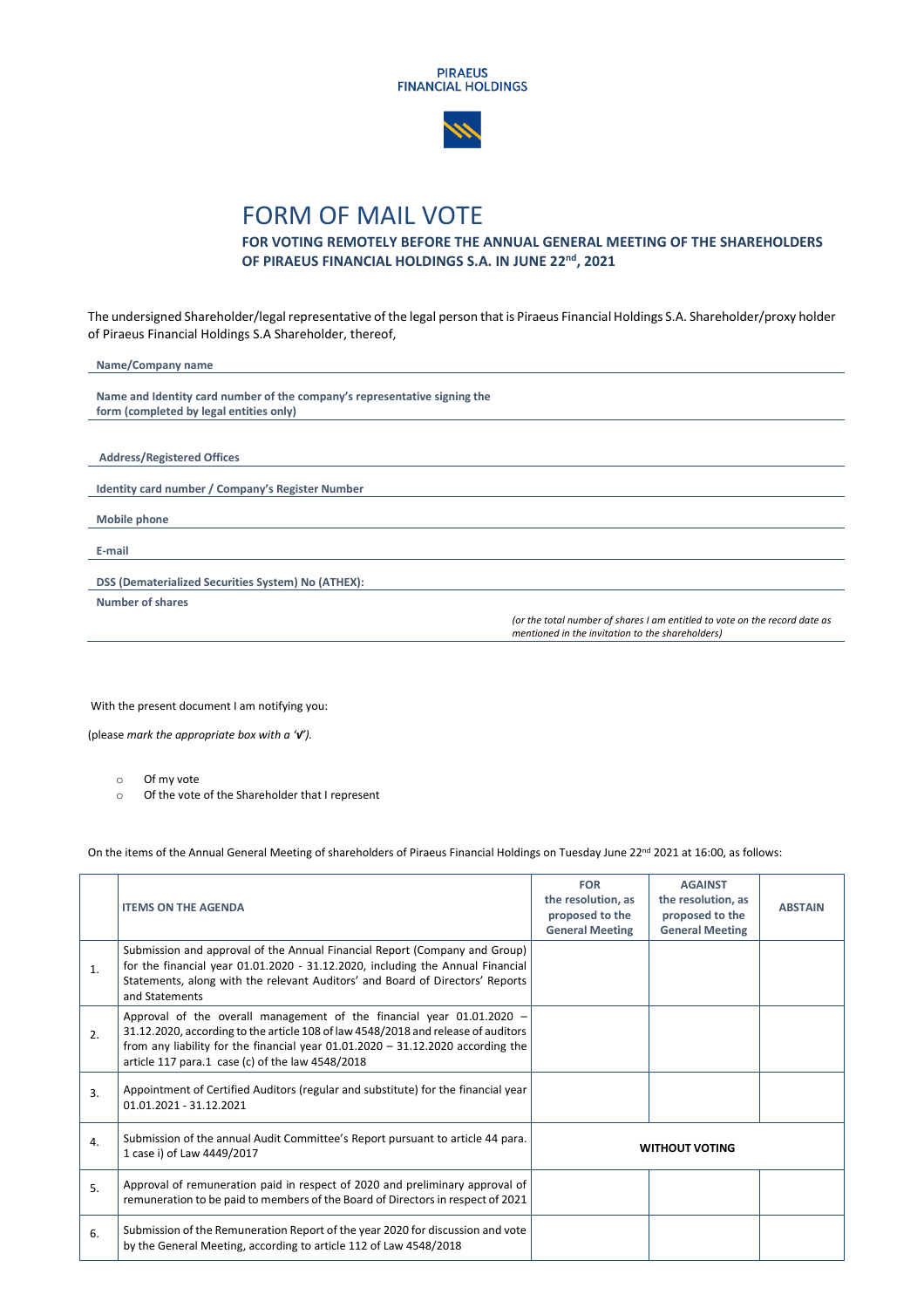PIRAEUS
FINANCIAL HOLDINGS

# FORM OF MAIL VOTE

## FOR VOTING REMOTELY BEFORE THE ANNUAL GENERAL MEETING OF THE SHAREHOLDERS OF PIRAEUS FINANCIAL HOLDINGS S.A. IN JUNE 22nd, 2021

The undersigned Shareholder/legal representative of the legal person that is Piraeus Financial Holdings S.A. Shareholder/proxy holder of Piraeus Financial Holdings S.A Shareholder, thereof,

**Name/Company name**

**Name and Identity card number of the company's representative signing the form (completed by legal entities only)**

**Address/Registered Offices**

**Identity card number / Company's Register Number**

**Mobile phone**

**E-mail**

**DSS (Dematerialized Securities System) No (ATHEX):**

**Number of shares**

*(or the total number of shares I am entitled to vote on the record date as mentioned in the invitation to the shareholders)*

With the present document I am notifying you:

(please *mark the appropriate box with a '**v**').*

- Of my vote
- Of the vote of the Shareholder that I represent

On the items of the Annual General Meeting of shareholders of Piraeus Financial Holdings on Tuesday June 22nd 2021 at 16:00, as follows:

| | ITEMS ON THE AGENDA | FOR the resolution, as proposed to the General Meeting | AGAINST the resolution, as proposed to the General Meeting | ABSTAIN |
|---|---|---|---|---|
| 1. | Submission and approval of the Annual Financial Report (Company and Group) for the financial year 01.01.2020 - 31.12.2020, including the Annual Financial Statements, along with the relevant Auditors' and Board of Directors' Reports and Statements | | | |
| 2. | Approval of the overall management of the financial year 01.01.2020 – 31.12.2020, according to the article 108 of law 4548/2018 and release of auditors from any liability for the financial year 01.01.2020 – 31.12.2020 according the article 117 para.1 case (c) of the law 4548/2018 | | | |
| 3. | Appointment of Certified Auditors (regular and substitute) for the financial year 01.01.2021 - 31.12.2021 | | | |
| 4. | Submission of the annual Audit Committee's Report pursuant to article 44 para. 1 case i) of Law 4449/2017 | **WITHOUT VOTING** | | |
| 5. | Approval of remuneration paid in respect of 2020 and preliminary approval of remuneration to be paid to members of the Board of Directors in respect of 2021 | | | |
| 6. | Submission of the Remuneration Report of the year 2020 for discussion and vote by the General Meeting, according to article 112 of Law 4548/2018 | | | |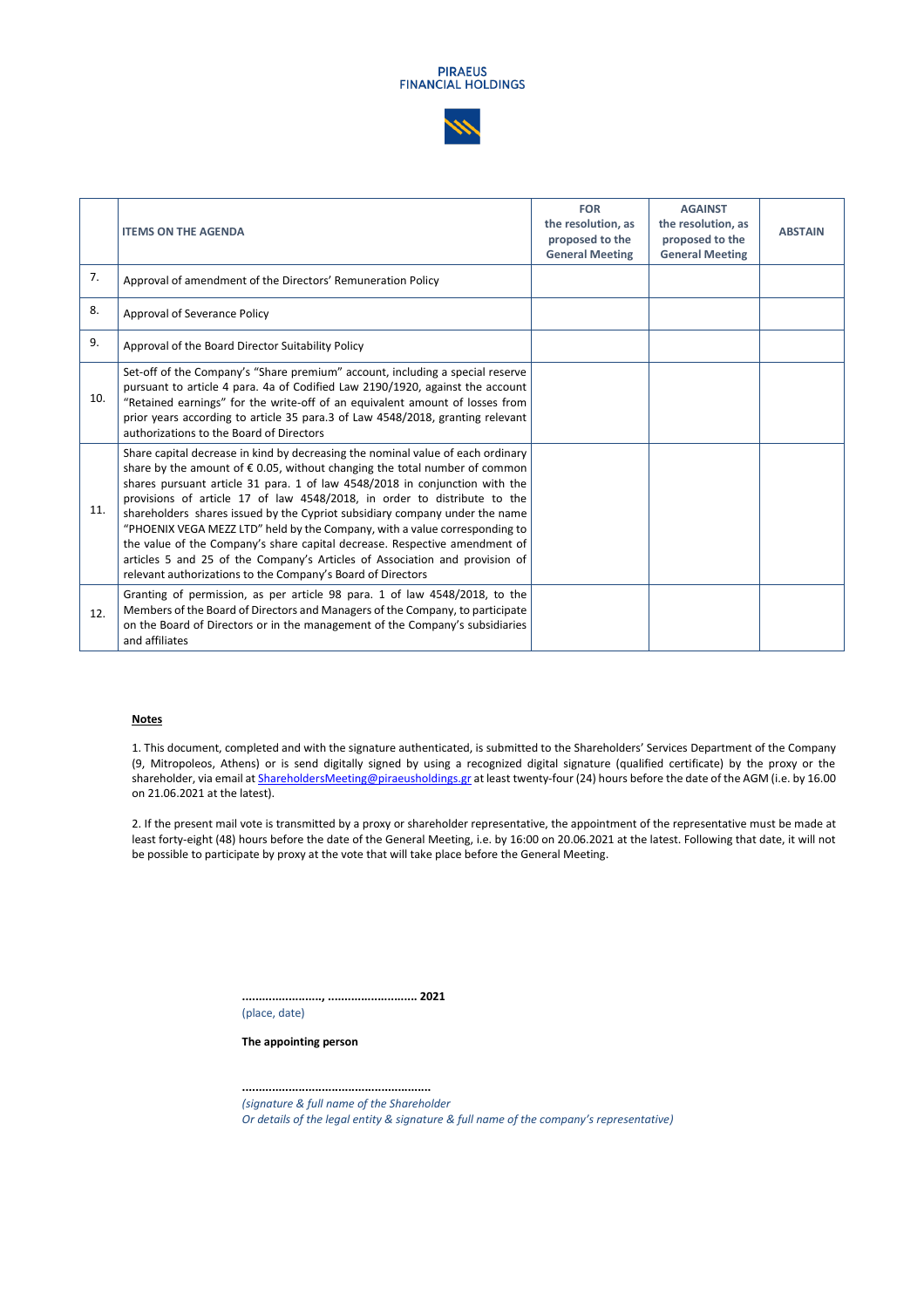PIRAEUS
FINANCIAL HOLDINGS

| | ITEMS ON THE AGENDA | FOR the resolution, as proposed to the General Meeting | AGAINST the resolution, as proposed to the General Meeting | ABSTAIN |
|---|---|---|---|---|
| 7. | Approval of amendment of the Directors' Remuneration Policy | | | |
| 8. | Approval of Severance Policy | | | |
| 9. | Approval of the Board Director Suitability Policy | | | |
| 10. | Set-off of the Company's "Share premium" account, including a special reserve pursuant to article 4 para. 4a of Codified Law 2190/1920, against the account "Retained earnings" for the write-off of an equivalent amount of losses from prior years according to article 35 para.3 of Law 4548/2018, granting relevant authorizations to the Board of Directors | | | |
| 11. | Share capital decrease in kind by decreasing the nominal value of each ordinary share by the amount of € 0.05, without changing the total number of common shares pursuant article 31 para. 1 of law 4548/2018 in conjunction with the provisions of article 17 of law 4548/2018, in order to distribute to the shareholders shares issued by the Cypriot subsidiary company under the name "PHOENIX VEGA MEZZ LTD" held by the Company, with a value corresponding to the value of the Company's share capital decrease. Respective amendment of articles 5 and 25 of the Company's Articles of Association and provision of relevant authorizations to the Company's Board of Directors | | | |
| 12. | Granting of permission, as per article 98 para. 1 of law 4548/2018, to the Members of the Board of Directors and Managers of the Company, to participate on the Board of Directors or in the management of the Company's subsidiaries and affiliates | | | |

**Notes**

1. This document, completed and with the signature authenticated, is submitted to the Shareholders' Services Department of the Company (9, Mitropoleos, Athens) or is send digitally signed by using a recognized digital signature (qualified certificate) by the proxy or the shareholder, via email at ShareholdersMeeting@piraeusholdings.gr at least twenty-four (24) hours before the date of the AGM (i.e. by 16.00 on 21.06.2021 at the latest).

2. If the present mail vote is transmitted by a proxy or shareholder representative, the appointment of the representative must be made at least forty-eight (48) hours before the date of the General Meeting, i.e. by 16:00 on 20.06.2021 at the latest. Following that date, it will not be possible to participate by proxy at the vote that will take place before the General Meeting.

**……………………, ……………………… 2021**
(place, date)

**The appointing person**

**…………………………………………………**
*(signature & full name of the Shareholder*
*Or details of the legal entity & signature & full name of the company's representative)*